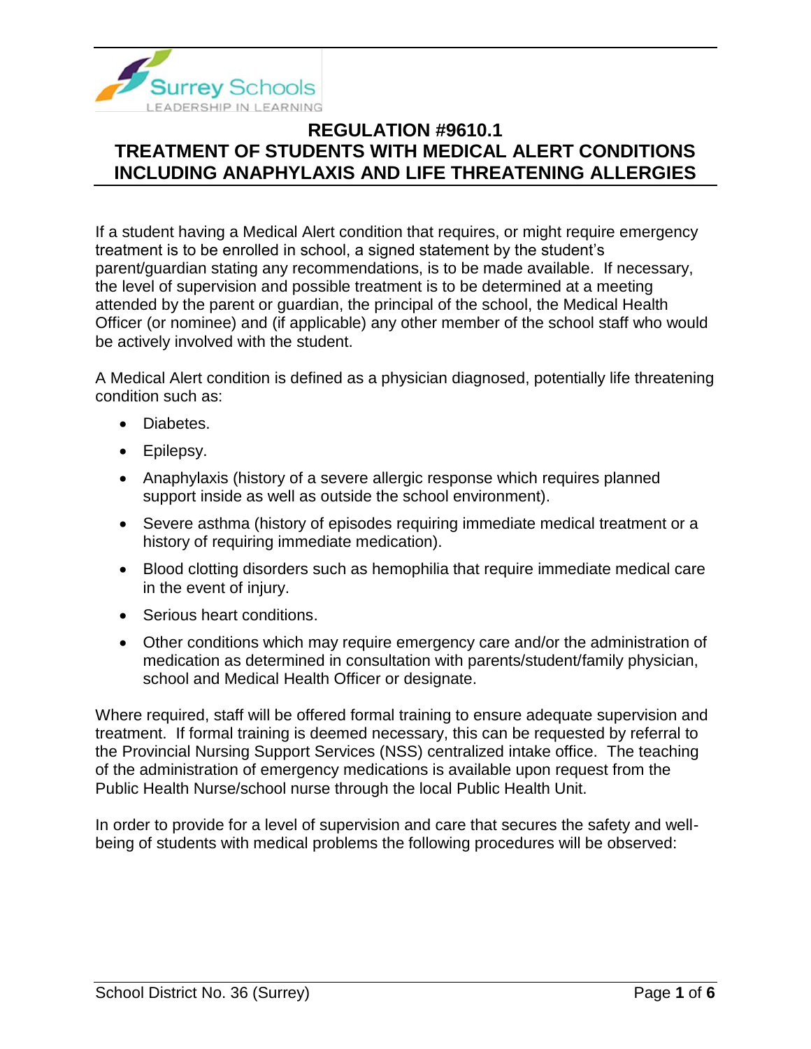# REGULATION #9610.1
# TREATMENT OF STUDENTS WITH MEDICAL ALERT CONDITIONS INCLUDING ANAPHYLAXIS AND LIFE THREATENING ALLERGIES

If a student having a Medical Alert condition that requires, or might require emergency treatment is to be enrolled in school, a signed statement by the student's parent/guardian stating any recommendations, is to be made available. If necessary, the level of supervision and possible treatment is to be determined at a meeting attended by the parent or guardian, the principal of the school, the Medical Health Officer (or nominee) and (if applicable) any other member of the school staff who would be actively involved with the student.

A Medical Alert condition is defined as a physician diagnosed, potentially life threatening condition such as:

- Diabetes.
- Epilepsy.
- Anaphylaxis (history of a severe allergic response which requires planned support inside as well as outside the school environment).
- Severe asthma (history of episodes requiring immediate medical treatment or a history of requiring immediate medication).
- Blood clotting disorders such as hemophilia that require immediate medical care in the event of injury.
- Serious heart conditions.
- Other conditions which may require emergency care and/or the administration of medication as determined in consultation with parents/student/family physician, school and Medical Health Officer or designate.

Where required, staff will be offered formal training to ensure adequate supervision and treatment. If formal training is deemed necessary, this can be requested by referral to the Provincial Nursing Support Services (NSS) centralized intake office. The teaching of the administration of emergency medications is available upon request from the Public Health Nurse/school nurse through the local Public Health Unit.

In order to provide for a level of supervision and care that secures the safety and well-being of students with medical problems the following procedures will be observed: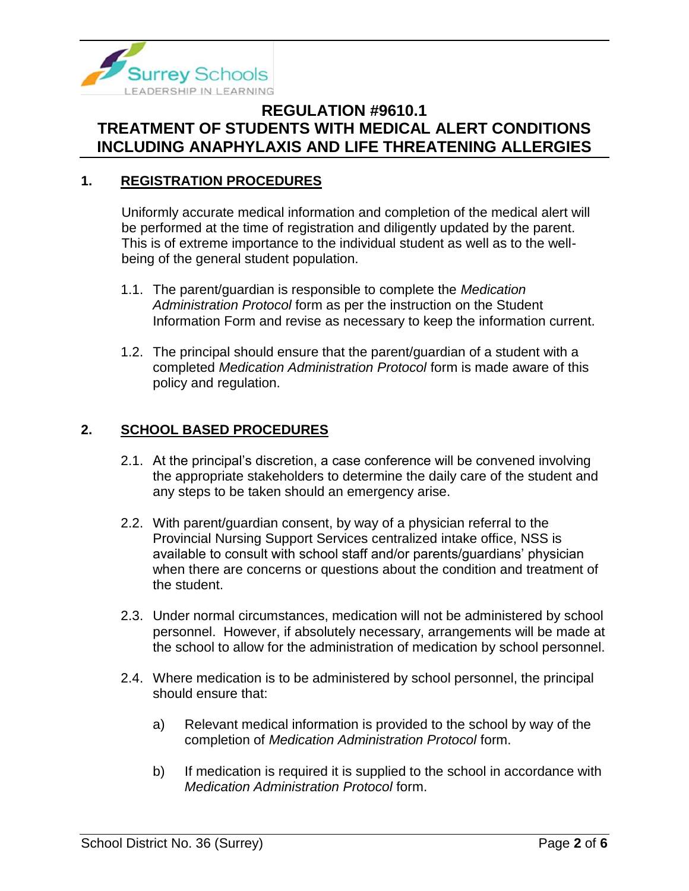# REGULATION #9610.1
# TREATMENT OF STUDENTS WITH MEDICAL ALERT CONDITIONS INCLUDING ANAPHYLAXIS AND LIFE THREATENING ALLERGIES

## 1. REGISTRATION PROCEDURES

Uniformly accurate medical information and completion of the medical alert will be performed at the time of registration and diligently updated by the parent. This is of extreme importance to the individual student as well as to the well-being of the general student population.

1.1. The parent/guardian is responsible to complete the *Medication Administration Protocol* form as per the instruction on the Student Information Form and revise as necessary to keep the information current.

1.2. The principal should ensure that the parent/guardian of a student with a completed *Medication Administration Protocol* form is made aware of this policy and regulation.

## 2. SCHOOL BASED PROCEDURES

2.1. At the principal's discretion, a case conference will be convened involving the appropriate stakeholders to determine the daily care of the student and any steps to be taken should an emergency arise.

2.2. With parent/guardian consent, by way of a physician referral to the Provincial Nursing Support Services centralized intake office, NSS is available to consult with school staff and/or parents/guardians' physician when there are concerns or questions about the condition and treatment of the student.

2.3. Under normal circumstances, medication will not be administered by school personnel. However, if absolutely necessary, arrangements will be made at the school to allow for the administration of medication by school personnel.

2.4. Where medication is to be administered by school personnel, the principal should ensure that:

a) Relevant medical information is provided to the school by way of the completion of *Medication Administration Protocol* form.

b) If medication is required it is supplied to the school in accordance with *Medication Administration Protocol* form.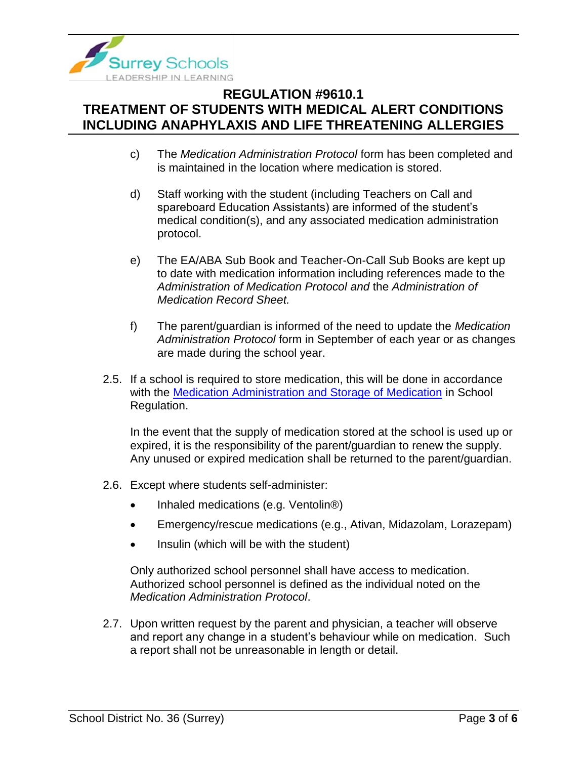c) The *Medication Administration Protocol* form has been completed and is maintained in the location where medication is stored.

d) Staff working with the student (including Teachers on Call and spareboard Education Assistants) are informed of the student's medical condition(s), and any associated medication administration protocol.

e) The EA/ABA Sub Book and Teacher-On-Call Sub Books are kept up to date with medication information including references made to the *Administration of Medication Protocol and* the *Administration of Medication Record Sheet.*

f) The parent/guardian is informed of the need to update the *Medication Administration Protocol* form in September of each year or as changes are made during the school year.

2.5. If a school is required to store medication, this will be done in accordance with the [Medication Administration and Storage of Medication](#) in School Regulation.

In the event that the supply of medication stored at the school is used up or expired, it is the responsibility of the parent/guardian to renew the supply. Any unused or expired medication shall be returned to the parent/guardian.

2.6. Except where students self-administer:

- Inhaled medications (e.g. Ventolin®)
- Emergency/rescue medications (e.g., Ativan, Midazolam, Lorazepam)
- Insulin (which will be with the student)

Only authorized school personnel shall have access to medication. Authorized school personnel is defined as the individual noted on the *Medication Administration Protocol*.

2.7. Upon written request by the parent and physician, a teacher will observe and report any change in a student's behaviour while on medication. Such a report shall not be unreasonable in length or detail.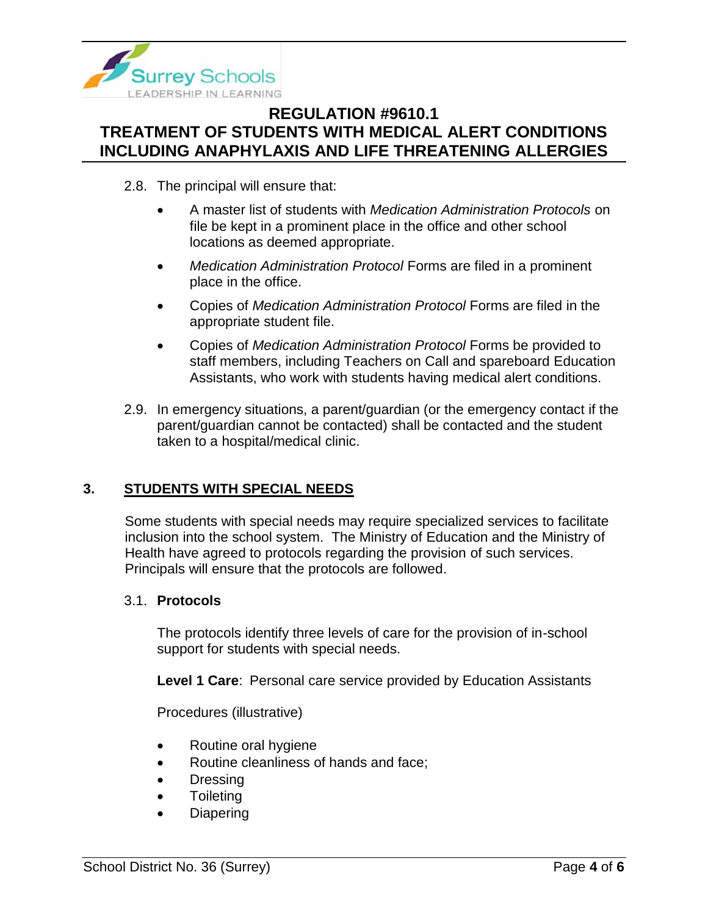2.8. The principal will ensure that:

- A master list of students with *Medication Administration Protocols* on file be kept in a prominent place in the office and other school locations as deemed appropriate.
- *Medication Administration Protocol* Forms are filed in a prominent place in the office.
- Copies of *Medication Administration Protocol* Forms are filed in the appropriate student file.
- Copies of *Medication Administration Protocol* Forms be provided to staff members, including Teachers on Call and spareboard Education Assistants, who work with students having medical alert conditions.

2.9. In emergency situations, a parent/guardian (or the emergency contact if the parent/guardian cannot be contacted) shall be contacted and the student taken to a hospital/medical clinic.

## 3. STUDENTS WITH SPECIAL NEEDS

Some students with special needs may require specialized services to facilitate inclusion into the school system. The Ministry of Education and the Ministry of Health have agreed to protocols regarding the provision of such services. Principals will ensure that the protocols are followed.

### 3.1. Protocols

The protocols identify three levels of care for the provision of in-school support for students with special needs.

**Level 1 Care**: Personal care service provided by Education Assistants

Procedures (illustrative)

- Routine oral hygiene
- Routine cleanliness of hands and face;
- Dressing
- Toileting
- Diapering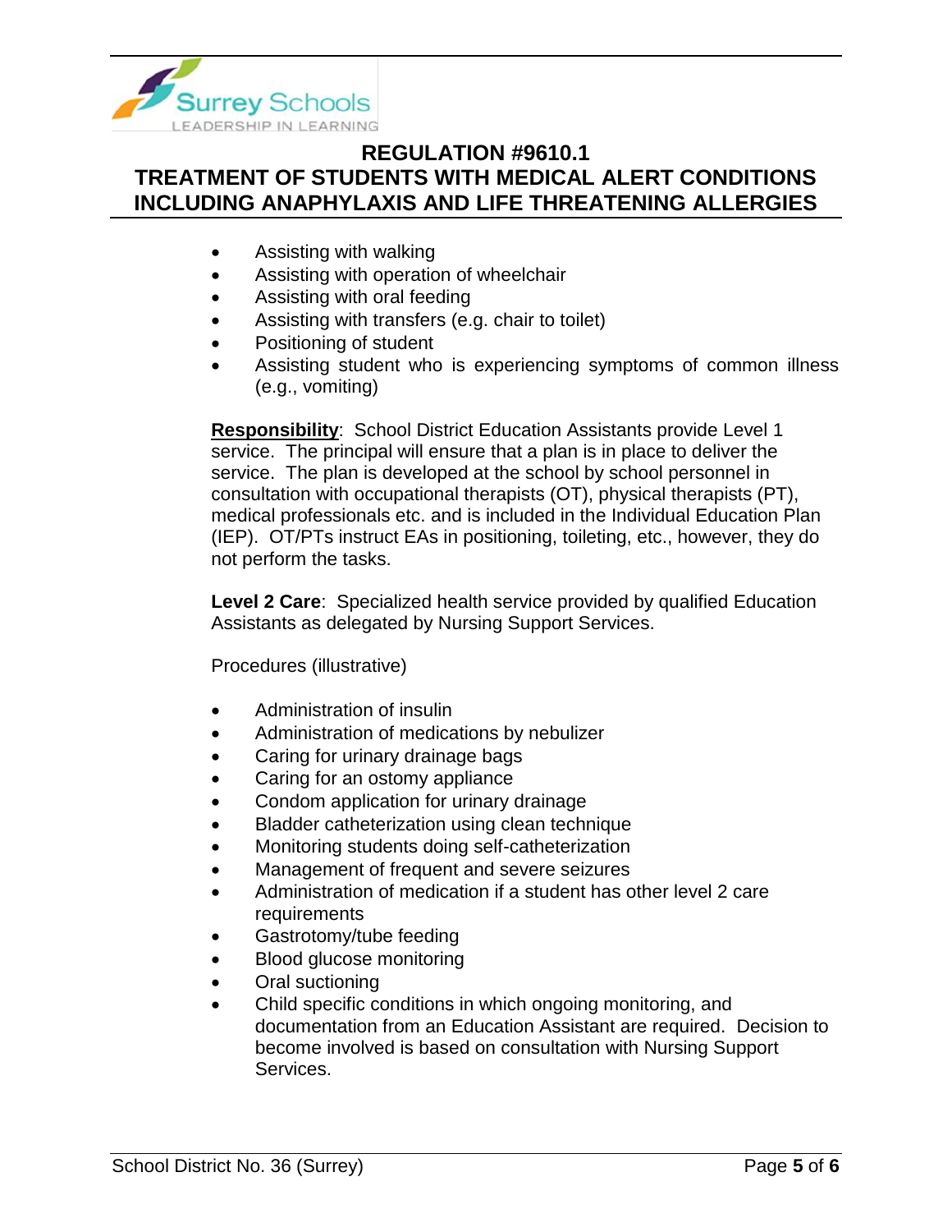- Assisting with walking
- Assisting with operation of wheelchair
- Assisting with oral feeding
- Assisting with transfers (e.g. chair to toilet)
- Positioning of student
- Assisting student who is experiencing symptoms of common illness (e.g., vomiting)

**Responsibility**: School District Education Assistants provide Level 1 service. The principal will ensure that a plan is in place to deliver the service. The plan is developed at the school by school personnel in consultation with occupational therapists (OT), physical therapists (PT), medical professionals etc. and is included in the Individual Education Plan (IEP). OT/PTs instruct EAs in positioning, toileting, etc., however, they do not perform the tasks.

**Level 2 Care**: Specialized health service provided by qualified Education Assistants as delegated by Nursing Support Services.

Procedures (illustrative)

- Administration of insulin
- Administration of medications by nebulizer
- Caring for urinary drainage bags
- Caring for an ostomy appliance
- Condom application for urinary drainage
- Bladder catheterization using clean technique
- Monitoring students doing self-catheterization
- Management of frequent and severe seizures
- Administration of medication if a student has other level 2 care requirements
- Gastrotomy/tube feeding
- Blood glucose monitoring
- Oral suctioning
- Child specific conditions in which ongoing monitoring, and documentation from an Education Assistant are required. Decision to become involved is based on consultation with Nursing Support Services.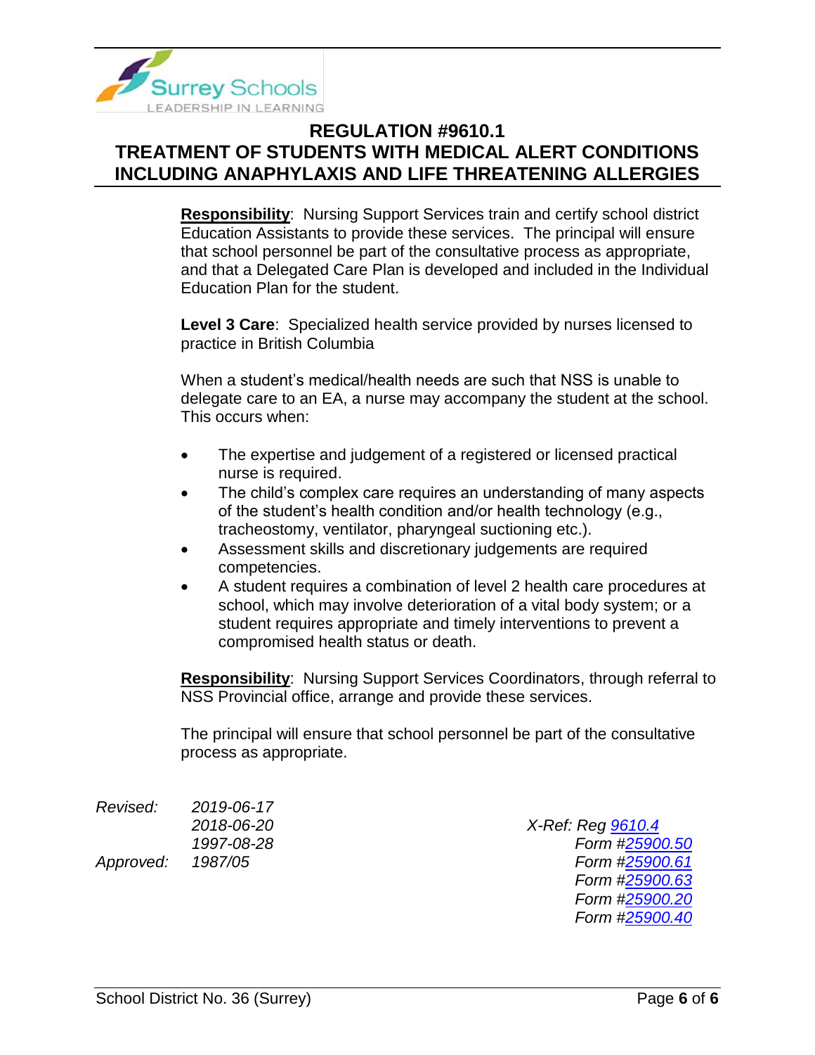**Responsibility**: Nursing Support Services train and certify school district Education Assistants to provide these services. The principal will ensure that school personnel be part of the consultative process as appropriate, and that a Delegated Care Plan is developed and included in the Individual Education Plan for the student.

**Level 3 Care**: Specialized health service provided by nurses licensed to practice in British Columbia

When a student's medical/health needs are such that NSS is unable to delegate care to an EA, a nurse may accompany the student at the school. This occurs when:

- The expertise and judgement of a registered or licensed practical nurse is required.
- The child's complex care requires an understanding of many aspects of the student's health condition and/or health technology (e.g., tracheostomy, ventilator, pharyngeal suctioning etc.).
- Assessment skills and discretionary judgements are required competencies.
- A student requires a combination of level 2 health care procedures at school, which may involve deterioration of a vital body system; or a student requires appropriate and timely interventions to prevent a compromised health status or death.

**Responsibility**: Nursing Support Services Coordinators, through referral to NSS Provincial office, arrange and provide these services.

The principal will ensure that school personnel be part of the consultative process as appropriate.

*Revised: 2019-06-17*
*2018-06-20*
*1997-08-28*
*Approved: 1987/05*

*X-Ref: Reg 9610.4*
*Form #25900.50*
*Form #25900.61*
*Form #25900.63*
*Form #25900.20*
*Form #25900.40*